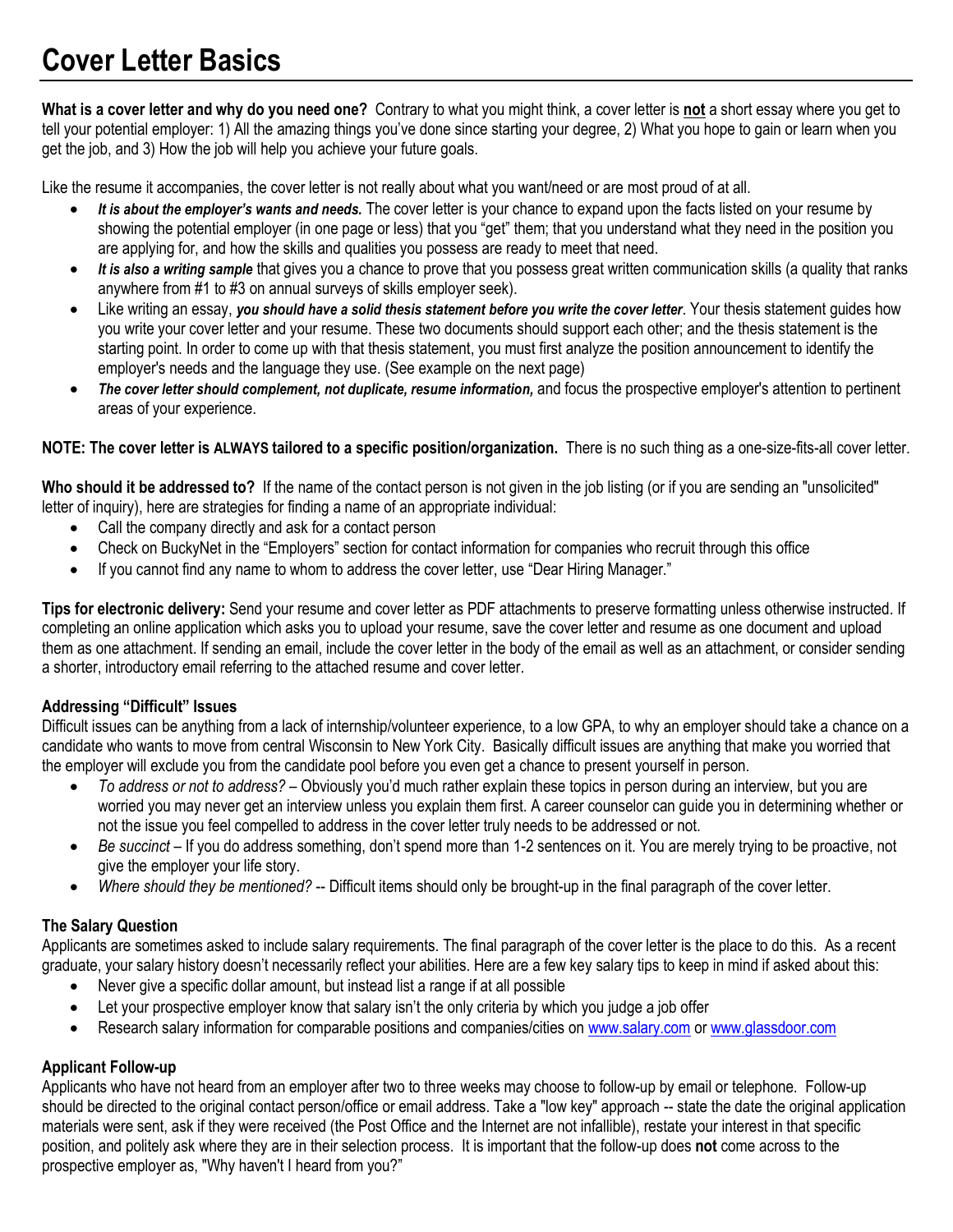# Cover Letter Basics

**What is a cover letter and why do you need one?** Contrary to what you might think, a cover letter is **not** a short essay where you get to tell your potential employer: 1) All the amazing things you've done since starting your degree, 2) What you hope to gain or learn when you get the job, and 3) How the job will help you achieve your future goals.

Like the resume it accompanies, the cover letter is not really about what you want/need or are most proud of at all.

- ***It is about the employer's wants and needs.*** The cover letter is your chance to expand upon the facts listed on your resume by showing the potential employer (in one page or less) that you "get" them; that you understand what they need in the position you are applying for, and how the skills and qualities you possess are ready to meet that need.
- ***It is also a writing sample*** that gives you a chance to prove that you possess great written communication skills (a quality that ranks anywhere from #1 to #3 on annual surveys of skills employer seek).
- Like writing an essay, ***you should have a solid thesis statement before you write the cover letter***. Your thesis statement guides how you write your cover letter and your resume. These two documents should support each other; and the thesis statement is the starting point. In order to come up with that thesis statement, you must first analyze the position announcement to identify the employer's needs and the language they use. (See example on the next page)
- ***The cover letter should complement, not duplicate, resume information,*** and focus the prospective employer's attention to pertinent areas of your experience.

**NOTE: The cover letter is ALWAYS tailored to a specific position/organization.** There is no such thing as a one-size-fits-all cover letter.

**Who should it be addressed to?** If the name of the contact person is not given in the job listing (or if you are sending an "unsolicited" letter of inquiry), here are strategies for finding a name of an appropriate individual:

- Call the company directly and ask for a contact person
- Check on BuckyNet in the "Employers" section for contact information for companies who recruit through this office
- If you cannot find any name to whom to address the cover letter, use "Dear Hiring Manager."

**Tips for electronic delivery:** Send your resume and cover letter as PDF attachments to preserve formatting unless otherwise instructed. If completing an online application which asks you to upload your resume, save the cover letter and resume as one document and upload them as one attachment. If sending an email, include the cover letter in the body of the email as well as an attachment, or consider sending a shorter, introductory email referring to the attached resume and cover letter.

### Addressing "Difficult" Issues

Difficult issues can be anything from a lack of internship/volunteer experience, to a low GPA, to why an employer should take a chance on a candidate who wants to move from central Wisconsin to New York City. Basically difficult issues are anything that make you worried that the employer will exclude you from the candidate pool before you even get a chance to present yourself in person.

- *To address or not to address?* – Obviously you'd much rather explain these topics in person during an interview, but you are worried you may never get an interview unless you explain them first. A career counselor can guide you in determining whether or not the issue you feel compelled to address in the cover letter truly needs to be addressed or not.
- *Be succinct* – If you do address something, don't spend more than 1-2 sentences on it. You are merely trying to be proactive, not give the employer your life story.
- *Where should they be mentioned?* -- Difficult items should only be brought-up in the final paragraph of the cover letter.

### The Salary Question

Applicants are sometimes asked to include salary requirements. The final paragraph of the cover letter is the place to do this. As a recent graduate, your salary history doesn't necessarily reflect your abilities. Here are a few key salary tips to keep in mind if asked about this:

- Never give a specific dollar amount, but instead list a range if at all possible
- Let your prospective employer know that salary isn't the only criteria by which you judge a job offer
- Research salary information for comparable positions and companies/cities on www.salary.com or www.glassdoor.com

### Applicant Follow-up

Applicants who have not heard from an employer after two to three weeks may choose to follow-up by email or telephone. Follow-up should be directed to the original contact person/office or email address. Take a "low key" approach -- state the date the original application materials were sent, ask if they were received (the Post Office and the Internet are not infallible), restate your interest in that specific position, and politely ask where they are in their selection process. It is important that the follow-up does **not** come across to the prospective employer as, "Why haven't I heard from you?"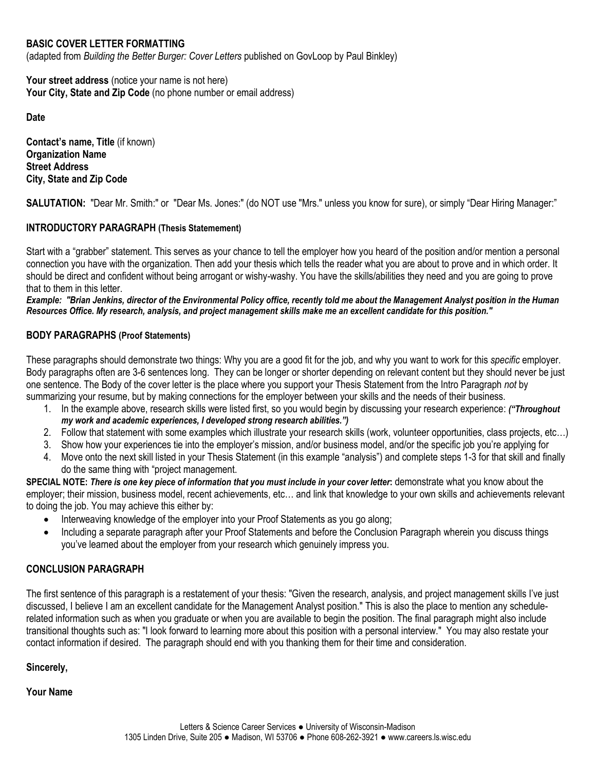## BASIC COVER LETTER FORMATTING

(adapted from *Building the Better Burger: Cover Letters* published on GovLoop by Paul Binkley)

**Your street address** (notice your name is not here)
**Your City, State and Zip Code** (no phone number or email address)

**Date**

**Contact's name, Title** (if known)
**Organization Name**
**Street Address**
**City, State and Zip Code**

**SALUTATION:** "Dear Mr. Smith:" or "Dear Ms. Jones:" (do NOT use "Mrs." unless you know for sure), or simply "Dear Hiring Manager:"

### INTRODUCTORY PARAGRAPH (Thesis Statemement)

Start with a "grabber" statement. This serves as your chance to tell the employer how you heard of the position and/or mention a personal connection you have with the organization. Then add your thesis which tells the reader what you are about to prove and in which order. It should be direct and confident without being arrogant or wishy-washy. You have the skills/abilities they need and you are going to prove that to them in this letter.

***Example: "Brian Jenkins, director of the Environmental Policy office, recently told me about the Management Analyst position in the Human Resources Office. My research, analysis, and project management skills make me an excellent candidate for this position."***

### BODY PARAGRAPHS (Proof Statements)

These paragraphs should demonstrate two things: Why you are a good fit for the job, and why you want to work for this *specific* employer. Body paragraphs often are 3-6 sentences long. They can be longer or shorter depending on relevant content but they should never be just one sentence. The Body of the cover letter is the place where you support your Thesis Statement from the Intro Paragraph *not* by summarizing your resume, but by making connections for the employer between your skills and the needs of their business.

1. In the example above, research skills were listed first, so you would begin by discussing your research experience: ***("Throughout my work and academic experiences, I developed strong research abilities.")***
2. Follow that statement with some examples which illustrate your research skills (work, volunteer opportunities, class projects, etc…)
3. Show how your experiences tie into the employer's mission, and/or business model, and/or the specific job you're applying for
4. Move onto the next skill listed in your Thesis Statement (in this example "analysis") and complete steps 1-3 for that skill and finally do the same thing with "project management.

**SPECIAL NOTE:** ***There is one key piece of information that you must include in your cover letter*:** demonstrate what you know about the employer; their mission, business model, recent achievements, etc… and link that knowledge to your own skills and achievements relevant to doing the job. You may achieve this either by:

- Interweaving knowledge of the employer into your Proof Statements as you go along;
- Including a separate paragraph after your Proof Statements and before the Conclusion Paragraph wherein you discuss things you've learned about the employer from your research which genuinely impress you.

### CONCLUSION PARAGRAPH

The first sentence of this paragraph is a restatement of your thesis: "Given the research, analysis, and project management skills I've just discussed, I believe I am an excellent candidate for the Management Analyst position." This is also the place to mention any schedule-related information such as when you graduate or when you are available to begin the position. The final paragraph might also include transitional thoughts such as: "I look forward to learning more about this position with a personal interview." You may also restate your contact information if desired. The paragraph should end with you thanking them for their time and consideration.

**Sincerely,**

**Your Name**

Letters & Science Career Services ● University of Wisconsin-Madison
1305 Linden Drive, Suite 205 ● Madison, WI 53706 ● Phone 608-262-3921 ● www.careers.ls.wisc.edu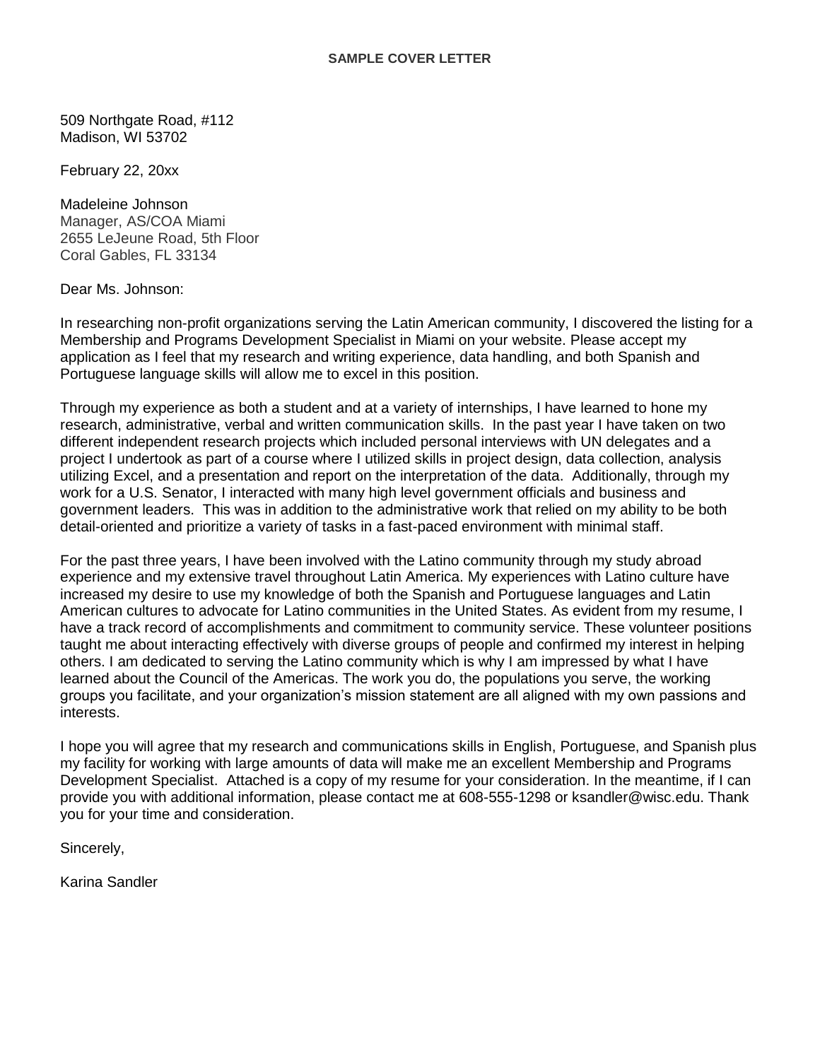**SAMPLE COVER LETTER**

509 Northgate Road, #112
Madison, WI 53702

February 22, 20xx

Madeleine Johnson
Manager, AS/COA Miami
2655 LeJeune Road, 5th Floor
Coral Gables, FL 33134

Dear Ms. Johnson:

In researching non-profit organizations serving the Latin American community, I discovered the listing for a Membership and Programs Development Specialist in Miami on your website. Please accept my application as I feel that my research and writing experience, data handling, and both Spanish and Portuguese language skills will allow me to excel in this position.

Through my experience as both a student and at a variety of internships, I have learned to hone my research, administrative, verbal and written communication skills. In the past year I have taken on two different independent research projects which included personal interviews with UN delegates and a project I undertook as part of a course where I utilized skills in project design, data collection, analysis utilizing Excel, and a presentation and report on the interpretation of the data. Additionally, through my work for a U.S. Senator, I interacted with many high level government officials and business and government leaders. This was in addition to the administrative work that relied on my ability to be both detail-oriented and prioritize a variety of tasks in a fast-paced environment with minimal staff.

For the past three years, I have been involved with the Latino community through my study abroad experience and my extensive travel throughout Latin America. My experiences with Latino culture have increased my desire to use my knowledge of both the Spanish and Portuguese languages and Latin American cultures to advocate for Latino communities in the United States. As evident from my resume, I have a track record of accomplishments and commitment to community service. These volunteer positions taught me about interacting effectively with diverse groups of people and confirmed my interest in helping others. I am dedicated to serving the Latino community which is why I am impressed by what I have learned about the Council of the Americas. The work you do, the populations you serve, the working groups you facilitate, and your organization's mission statement are all aligned with my own passions and interests.

I hope you will agree that my research and communications skills in English, Portuguese, and Spanish plus my facility for working with large amounts of data will make me an excellent Membership and Programs Development Specialist. Attached is a copy of my resume for your consideration. In the meantime, if I can provide you with additional information, please contact me at 608-555-1298 or ksandler@wisc.edu. Thank you for your time and consideration.

Sincerely,

Karina Sandler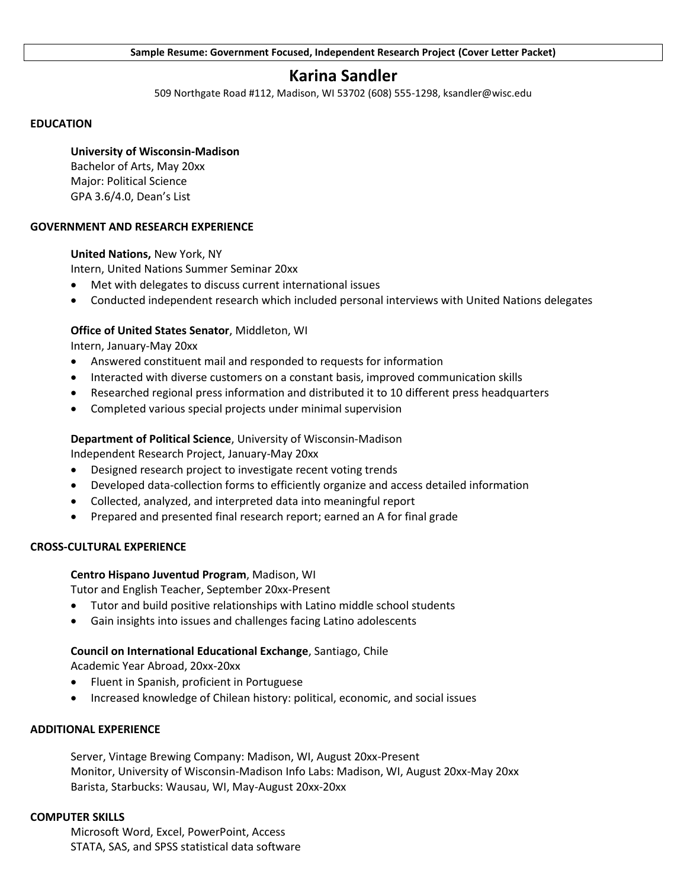**Sample Resume: Government Focused, Independent Research Project (Cover Letter Packet)**

# Karina Sandler

509 Northgate Road #112, Madison, WI 53702 (608) 555-1298, ksandler@wisc.edu

## EDUCATION

**University of Wisconsin-Madison**
Bachelor of Arts, May 20xx
Major: Political Science
GPA 3.6/4.0, Dean's List

## GOVERNMENT AND RESEARCH EXPERIENCE

**United Nations,** New York, NY
Intern, United Nations Summer Seminar 20xx

- Met with delegates to discuss current international issues
- Conducted independent research which included personal interviews with United Nations delegates

**Office of United States Senator**, Middleton, WI
Intern, January-May 20xx

- Answered constituent mail and responded to requests for information
- Interacted with diverse customers on a constant basis, improved communication skills
- Researched regional press information and distributed it to 10 different press headquarters
- Completed various special projects under minimal supervision

**Department of Political Science**, University of Wisconsin-Madison
Independent Research Project, January-May 20xx

- Designed research project to investigate recent voting trends
- Developed data-collection forms to efficiently organize and access detailed information
- Collected, analyzed, and interpreted data into meaningful report
- Prepared and presented final research report; earned an A for final grade

## CROSS-CULTURAL EXPERIENCE

**Centro Hispano Juventud Program**, Madison, WI
Tutor and English Teacher, September 20xx-Present

- Tutor and build positive relationships with Latino middle school students
- Gain insights into issues and challenges facing Latino adolescents

**Council on International Educational Exchange**, Santiago, Chile
Academic Year Abroad, 20xx-20xx

- Fluent in Spanish, proficient in Portuguese
- Increased knowledge of Chilean history: political, economic, and social issues

## ADDITIONAL EXPERIENCE

Server, Vintage Brewing Company: Madison, WI, August 20xx-Present
Monitor, University of Wisconsin-Madison Info Labs: Madison, WI, August 20xx-May 20xx
Barista, Starbucks: Wausau, WI, May-August 20xx-20xx

## COMPUTER SKILLS

Microsoft Word, Excel, PowerPoint, Access
STATA, SAS, and SPSS statistical data software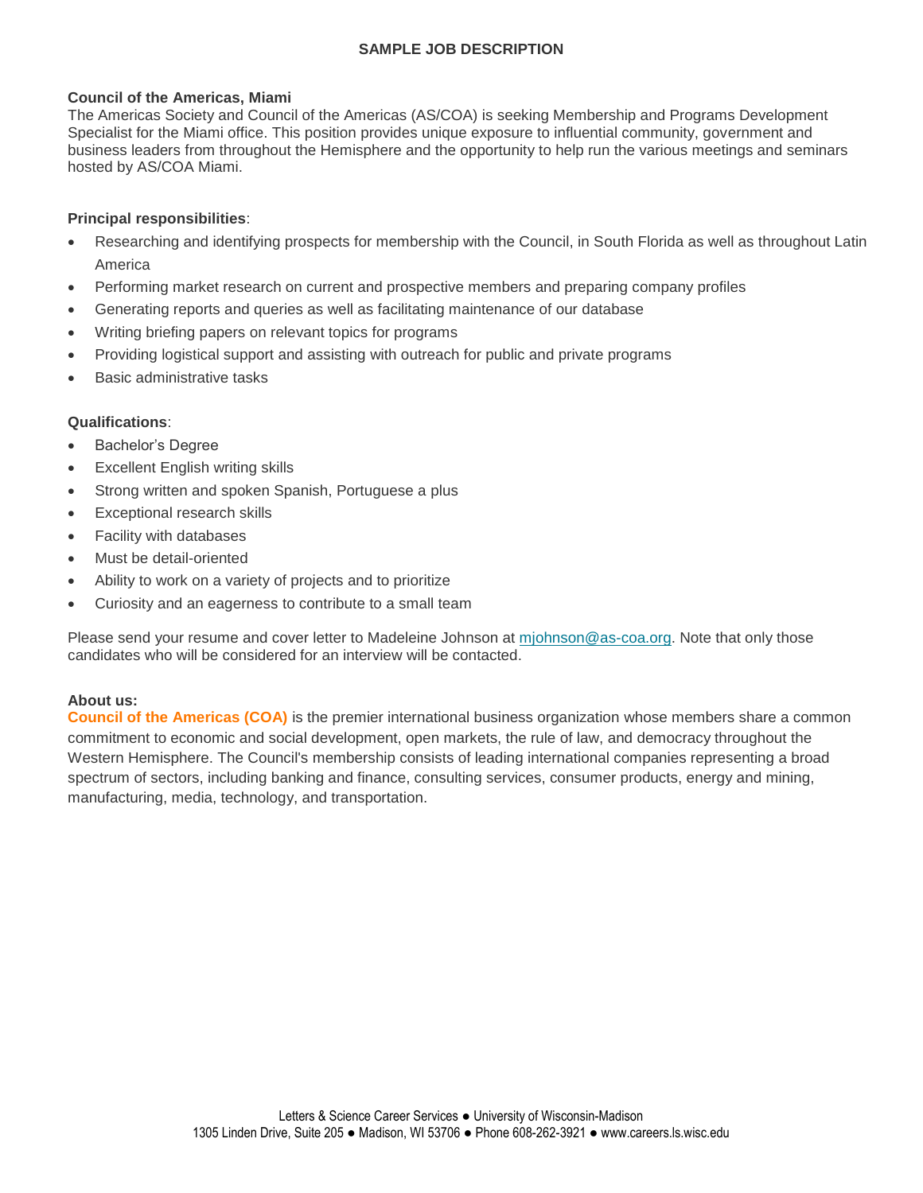## SAMPLE JOB DESCRIPTION

**Council of the Americas, Miami**
The Americas Society and Council of the Americas (AS/COA) is seeking Membership and Programs Development Specialist for the Miami office. This position provides unique exposure to influential community, government and business leaders from throughout the Hemisphere and the opportunity to help run the various meetings and seminars hosted by AS/COA Miami.

**Principal responsibilities**:

- Researching and identifying prospects for membership with the Council, in South Florida as well as throughout Latin America
- Performing market research on current and prospective members and preparing company profiles
- Generating reports and queries as well as facilitating maintenance of our database
- Writing briefing papers on relevant topics for programs
- Providing logistical support and assisting with outreach for public and private programs
- Basic administrative tasks

**Qualifications**:

- Bachelor's Degree
- Excellent English writing skills
- Strong written and spoken Spanish, Portuguese a plus
- Exceptional research skills
- Facility with databases
- Must be detail-oriented
- Ability to work on a variety of projects and to prioritize
- Curiosity and an eagerness to contribute to a small team

Please send your resume and cover letter to Madeleine Johnson at mjohnson@as-coa.org. Note that only those candidates who will be considered for an interview will be contacted.

**About us:**
**Council of the Americas (COA)** is the premier international business organization whose members share a common commitment to economic and social development, open markets, the rule of law, and democracy throughout the Western Hemisphere. The Council's membership consists of leading international companies representing a broad spectrum of sectors, including banking and finance, consulting services, consumer products, energy and mining, manufacturing, media, technology, and transportation.